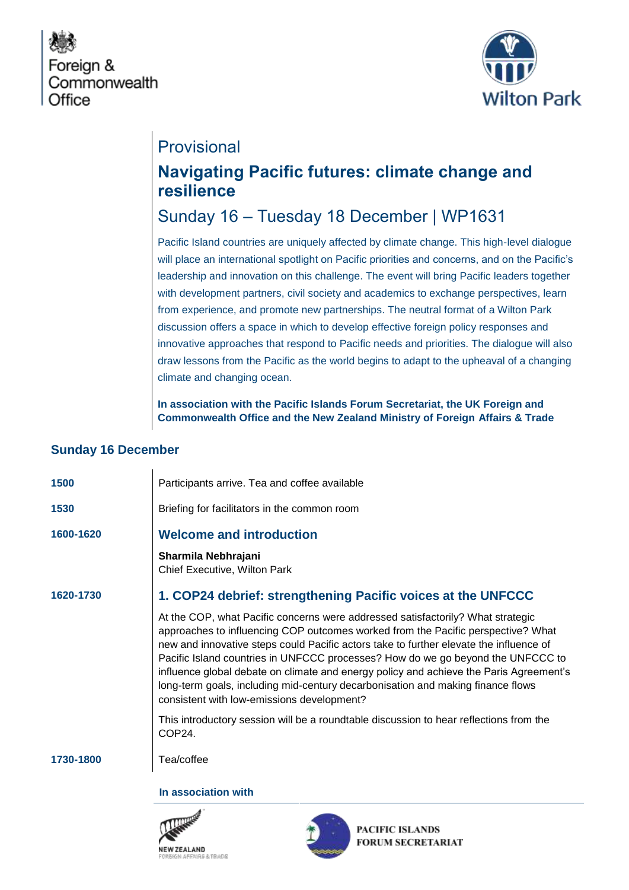Foreign & Commonwealth Office

Wilton Park

Provisional

# Navigating Pacific futures: climate change and resilience

## Sunday 16 – Tuesday 18 December | WP1631

Pacific Island countries are uniquely affected by climate change. This high-level dialogue will place an international spotlight on Pacific priorities and concerns, and on the Pacific's leadership and innovation on this challenge. The event will bring Pacific leaders together with development partners, civil society and academics to exchange perspectives, learn from experience, and promote new partnerships. The neutral format of a Wilton Park discussion offers a space in which to develop effective foreign policy responses and innovative approaches that respond to Pacific needs and priorities. The dialogue will also draw lessons from the Pacific as the world begins to adapt to the upheaval of a changing climate and changing ocean.

**In association with the Pacific Islands Forum Secretariat, the UK Foreign and Commonwealth Office and the New Zealand Ministry of Foreign Affairs & Trade**

### Sunday 16 December

**1500** Participants arrive. Tea and coffee available

**1530** Briefing for facilitators in the common room

**1600-1620** **Welcome and introduction**

**Sharmila Nebhrajani**
Chief Executive, Wilton Park

**1620-1730** **1. COP24 debrief: strengthening Pacific voices at the UNFCCC**

At the COP, what Pacific concerns were addressed satisfactorily? What strategic approaches to influencing COP outcomes worked from the Pacific perspective? What new and innovative steps could Pacific actors take to further elevate the influence of Pacific Island countries in UNFCCC processes? How do we go beyond the UNFCCC to influence global debate on climate and energy policy and achieve the Paris Agreement's long-term goals, including mid-century decarbonisation and making finance flows consistent with low-emissions development?

This introductory session will be a roundtable discussion to hear reflections from the COP24.

**1730-1800** Tea/coffee

**In association with**

NEW ZEALAND FOREIGN AFFAIRS & TRADE

PACIFIC ISLANDS FORUM SECRETARIAT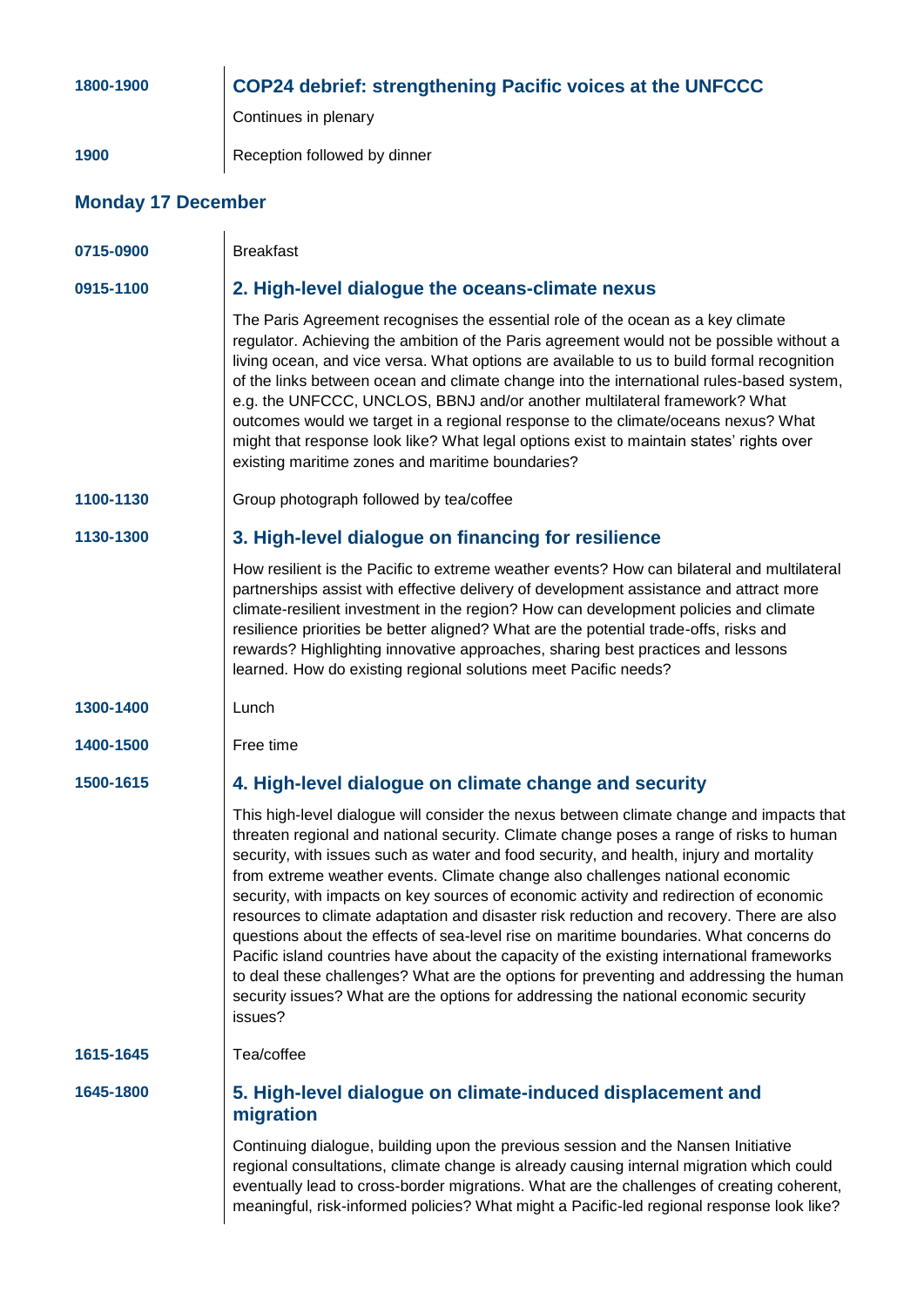**1800-1900** — **COP24 debrief: strengthening Pacific voices at the UNFCCC**

Continues in plenary

**1900** — Reception followed by dinner

## Monday 17 December

**0715-0900** — Breakfast

**0915-1100** — **2. High-level dialogue the oceans-climate nexus**

The Paris Agreement recognises the essential role of the ocean as a key climate regulator. Achieving the ambition of the Paris agreement would not be possible without a living ocean, and vice versa. What options are available to us to build formal recognition of the links between ocean and climate change into the international rules-based system, e.g. the UNFCCC, UNCLOS, BBNJ and/or another multilateral framework? What outcomes would we target in a regional response to the climate/oceans nexus? What might that response look like? What legal options exist to maintain states' rights over existing maritime zones and maritime boundaries?

**1100-1130** — Group photograph followed by tea/coffee

**1130-1300** — **3. High-level dialogue on financing for resilience**

How resilient is the Pacific to extreme weather events? How can bilateral and multilateral partnerships assist with effective delivery of development assistance and attract more climate-resilient investment in the region? How can development policies and climate resilience priorities be better aligned? What are the potential trade-offs, risks and rewards? Highlighting innovative approaches, sharing best practices and lessons learned. How do existing regional solutions meet Pacific needs?

**1300-1400** — Lunch

**1400-1500** — Free time

**1500-1615** — **4. High-level dialogue on climate change and security**

This high-level dialogue will consider the nexus between climate change and impacts that threaten regional and national security. Climate change poses a range of risks to human security, with issues such as water and food security, and health, injury and mortality from extreme weather events. Climate change also challenges national economic security, with impacts on key sources of economic activity and redirection of economic resources to climate adaptation and disaster risk reduction and recovery. There are also questions about the effects of sea-level rise on maritime boundaries. What concerns do Pacific island countries have about the capacity of the existing international frameworks to deal these challenges? What are the options for preventing and addressing the human security issues? What are the options for addressing the national economic security issues?

**1615-1645** — Tea/coffee

**1645-1800** — **5. High-level dialogue on climate-induced displacement and migration**

Continuing dialogue, building upon the previous session and the Nansen Initiative regional consultations, climate change is already causing internal migration which could eventually lead to cross-border migrations. What are the challenges of creating coherent, meaningful, risk-informed policies? What might a Pacific-led regional response look like?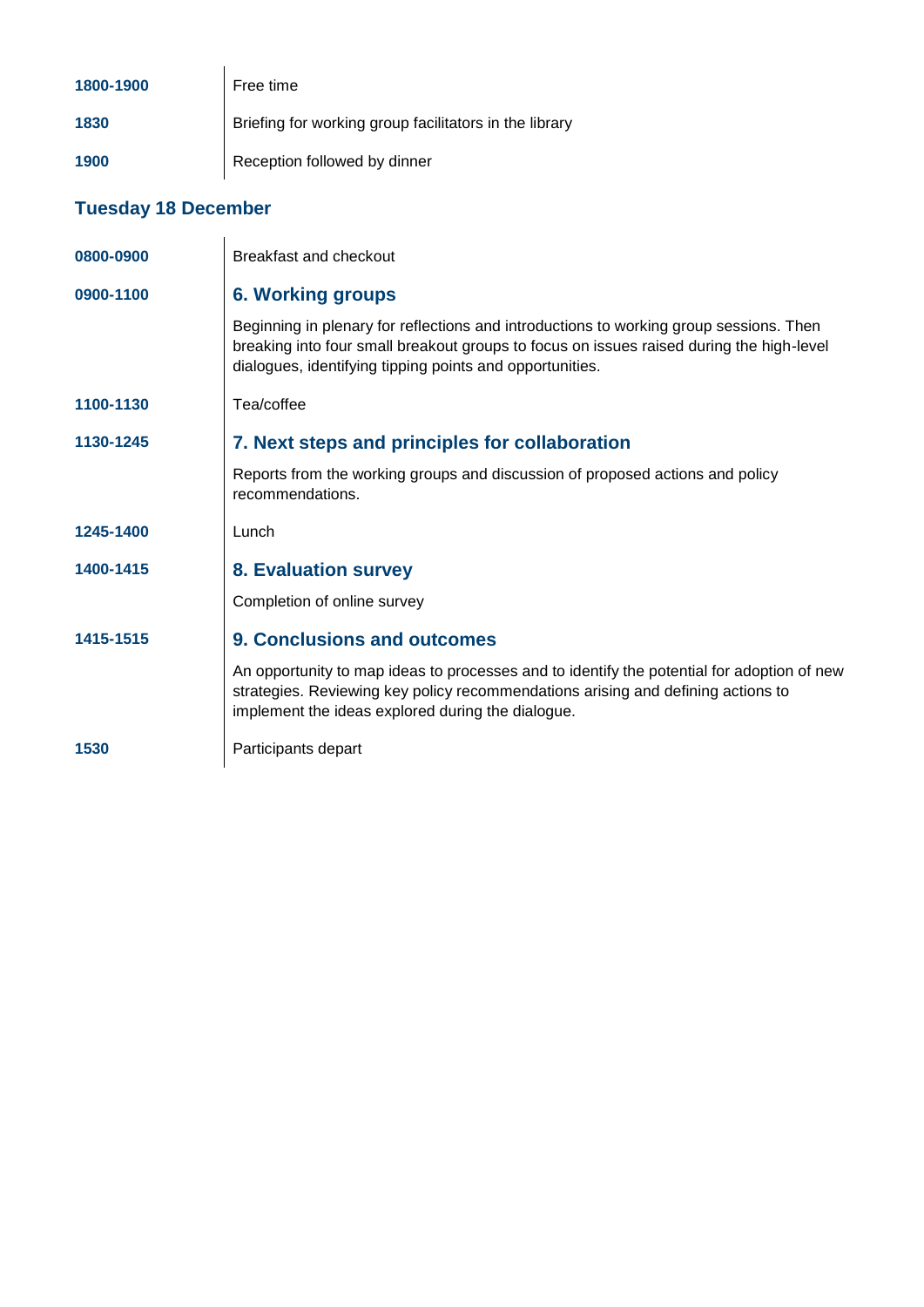| | |
|---|---|
| **1800-1900** | Free time |
| **1830** | Briefing for working group facilitators in the library |
| **1900** | Reception followed by dinner |

## Tuesday 18 December

| | |
|---|---|
| **0800-0900** | Breakfast and checkout |
| **0900-1100** | **6. Working groups**<br>Beginning in plenary for reflections and introductions to working group sessions. Then breaking into four small breakout groups to focus on issues raised during the high-level dialogues, identifying tipping points and opportunities. |
| **1100-1130** | Tea/coffee |
| **1130-1245** | **7. Next steps and principles for collaboration**<br>Reports from the working groups and discussion of proposed actions and policy recommendations. |
| **1245-1400** | Lunch |
| **1400-1415** | **8. Evaluation survey**<br>Completion of online survey |
| **1415-1515** | **9. Conclusions and outcomes**<br>An opportunity to map ideas to processes and to identify the potential for adoption of new strategies. Reviewing key policy recommendations arising and defining actions to implement the ideas explored during the dialogue. |
| **1530** | Participants depart |